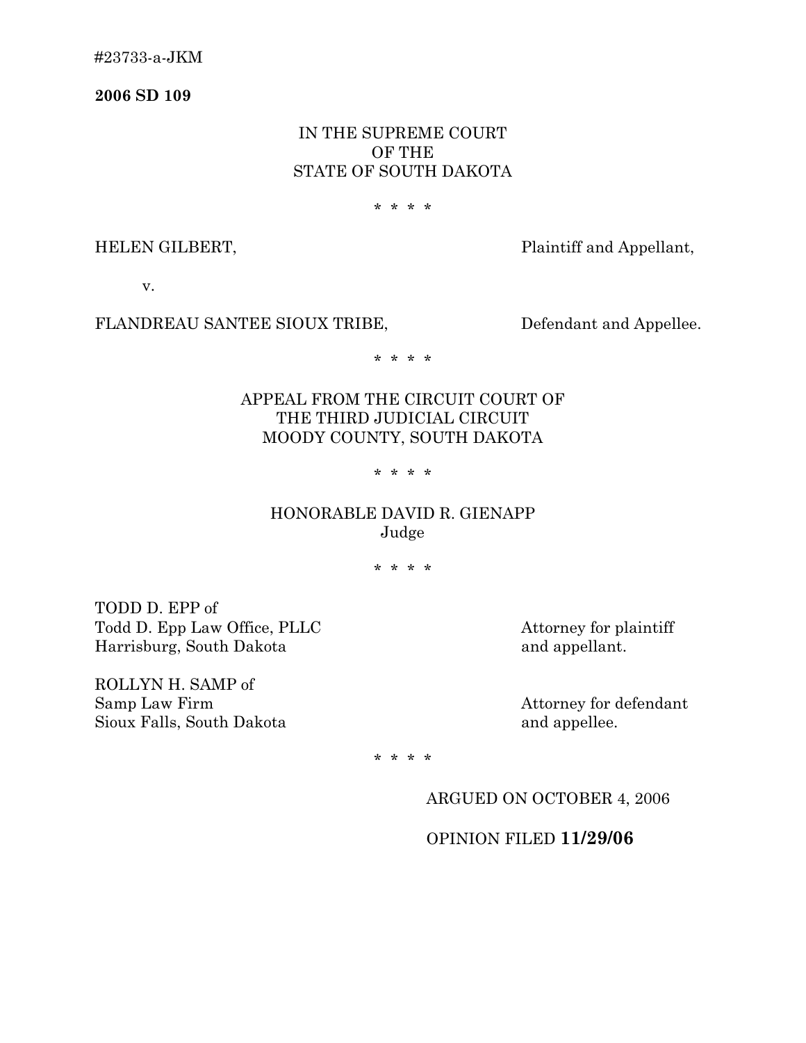#23733-a-JKM

**2006 SD 109**

IN THE SUPREME COURT
OF THE
STATE OF SOUTH DAKOTA

* * * *

HELEN GILBERT, Plaintiff and Appellant,

v.

FLANDREAU SANTEE SIOUX TRIBE, Defendant and Appellee.

* * * *

APPEAL FROM THE CIRCUIT COURT OF
THE THIRD JUDICIAL CIRCUIT
MOODY COUNTY, SOUTH DAKOTA

* * * *

HONORABLE DAVID R. GIENAPP
Judge

* * * *

TODD D. EPP of
Todd D. Epp Law Office, PLLC
Harrisburg, South Dakota

Attorney for plaintiff and appellant.

ROLLYN H. SAMP of
Samp Law Firm
Sioux Falls, South Dakota

Attorney for defendant and appellee.

* * * *

ARGUED ON OCTOBER 4, 2006

OPINION FILED **11/29/06**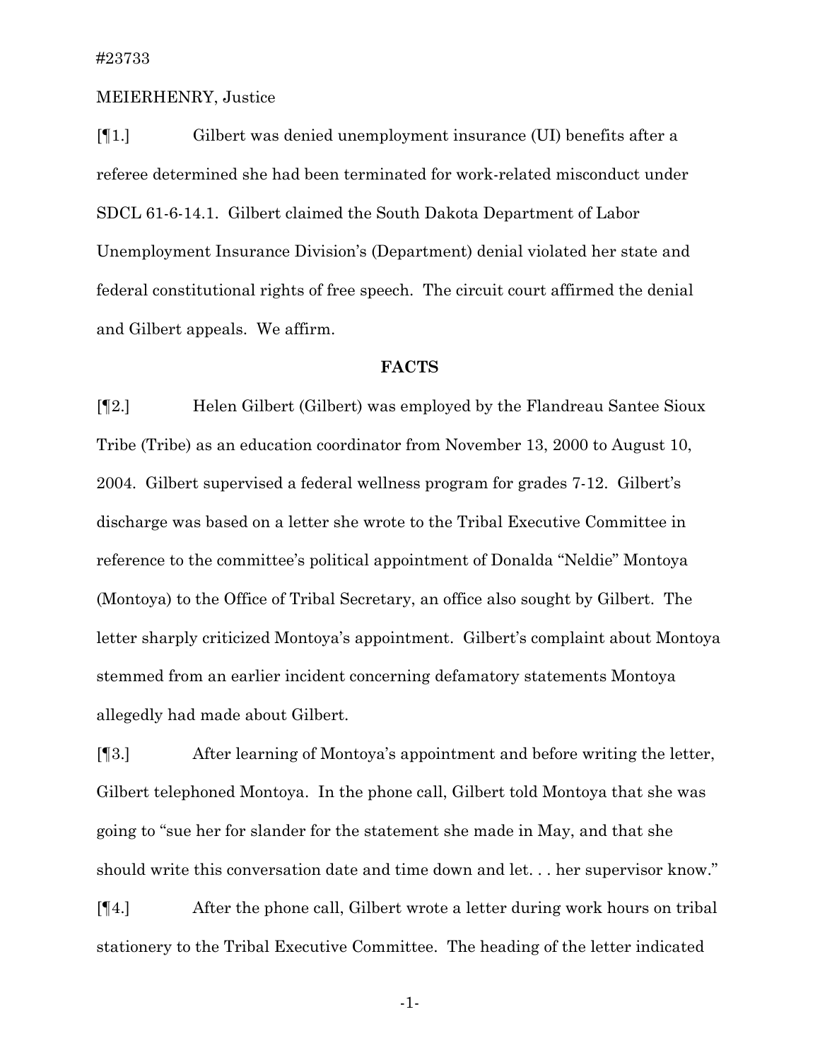#23733

MEIERHENRY, Justice

[¶1.] Gilbert was denied unemployment insurance (UI) benefits after a referee determined she had been terminated for work-related misconduct under SDCL 61-6-14.1. Gilbert claimed the South Dakota Department of Labor Unemployment Insurance Division's (Department) denial violated her state and federal constitutional rights of free speech. The circuit court affirmed the denial and Gilbert appeals. We affirm.

## FACTS

[¶2.] Helen Gilbert (Gilbert) was employed by the Flandreau Santee Sioux Tribe (Tribe) as an education coordinator from November 13, 2000 to August 10, 2004. Gilbert supervised a federal wellness program for grades 7-12. Gilbert's discharge was based on a letter she wrote to the Tribal Executive Committee in reference to the committee's political appointment of Donalda "Neldie" Montoya (Montoya) to the Office of Tribal Secretary, an office also sought by Gilbert. The letter sharply criticized Montoya's appointment. Gilbert's complaint about Montoya stemmed from an earlier incident concerning defamatory statements Montoya allegedly had made about Gilbert.

[¶3.] After learning of Montoya's appointment and before writing the letter, Gilbert telephoned Montoya. In the phone call, Gilbert told Montoya that she was going to "sue her for slander for the statement she made in May, and that she should write this conversation date and time down and let. . . her supervisor know."

[¶4.] After the phone call, Gilbert wrote a letter during work hours on tribal stationery to the Tribal Executive Committee. The heading of the letter indicated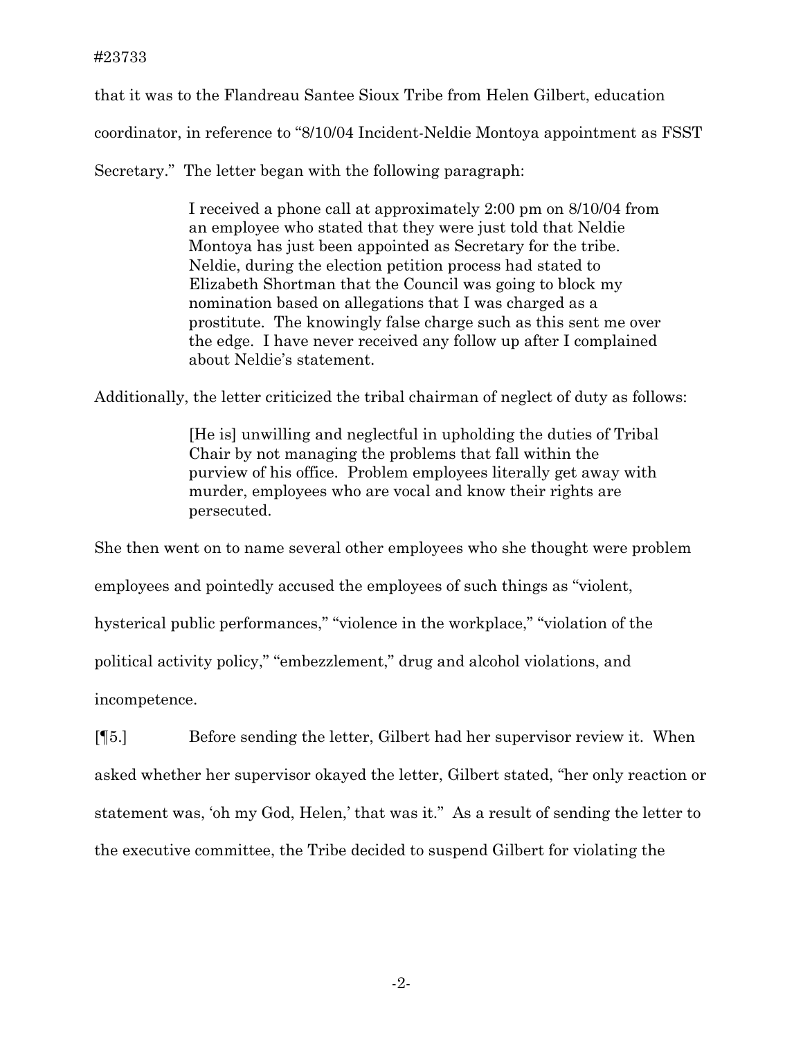that it was to the Flandreau Santee Sioux Tribe from Helen Gilbert, education coordinator, in reference to "8/10/04 Incident-Neldie Montoya appointment as FSST Secretary." The letter began with the following paragraph:

> I received a phone call at approximately 2:00 pm on 8/10/04 from an employee who stated that they were just told that Neldie Montoya has just been appointed as Secretary for the tribe. Neldie, during the election petition process had stated to Elizabeth Shortman that the Council was going to block my nomination based on allegations that I was charged as a prostitute. The knowingly false charge such as this sent me over the edge. I have never received any follow up after I complained about Neldie's statement.

Additionally, the letter criticized the tribal chairman of neglect of duty as follows:

> [He is] unwilling and neglectful in upholding the duties of Tribal Chair by not managing the problems that fall within the purview of his office. Problem employees literally get away with murder, employees who are vocal and know their rights are persecuted.

She then went on to name several other employees who she thought were problem employees and pointedly accused the employees of such things as "violent, hysterical public performances," "violence in the workplace," "violation of the political activity policy," "embezzlement," drug and alcohol violations, and incompetence.

[¶5.] Before sending the letter, Gilbert had her supervisor review it. When asked whether her supervisor okayed the letter, Gilbert stated, "her only reaction or statement was, 'oh my God, Helen,' that was it." As a result of sending the letter to the executive committee, the Tribe decided to suspend Gilbert for violating the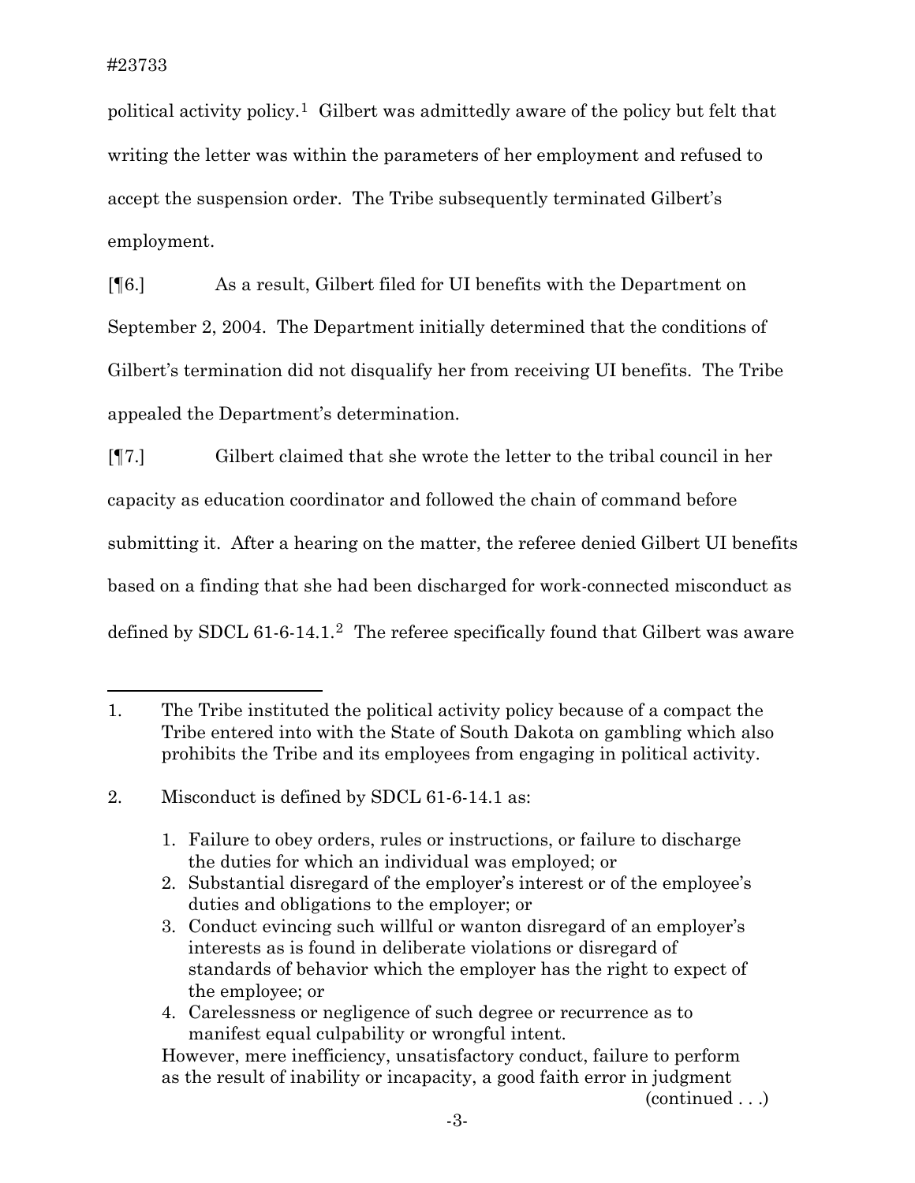political activity policy.[1] Gilbert was admittedly aware of the policy but felt that writing the letter was within the parameters of her employment and refused to accept the suspension order. The Tribe subsequently terminated Gilbert's employment.

[¶6.] As a result, Gilbert filed for UI benefits with the Department on September 2, 2004. The Department initially determined that the conditions of Gilbert's termination did not disqualify her from receiving UI benefits. The Tribe appealed the Department's determination.

[¶7.] Gilbert claimed that she wrote the letter to the tribal council in her capacity as education coordinator and followed the chain of command before submitting it. After a hearing on the matter, the referee denied Gilbert UI benefits based on a finding that she had been discharged for work-connected misconduct as defined by SDCL 61-6-14.1.[2] The referee specifically found that Gilbert was aware

---

1. The Tribe instituted the political activity policy because of a compact the Tribe entered into with the State of South Dakota on gambling which also prohibits the Tribe and its employees from engaging in political activity.

2. Misconduct is defined by SDCL 61-6-14.1 as:

   1. Failure to obey orders, rules or instructions, or failure to discharge the duties for which an individual was employed; or
   2. Substantial disregard of the employer's interest or of the employee's duties and obligations to the employer; or
   3. Conduct evincing such willful or wanton disregard of an employer's interests as is found in deliberate violations or disregard of standards of behavior which the employer has the right to expect of the employee; or
   4. Carelessness or negligence of such degree or recurrence as to manifest equal culpability or wrongful intent.

   However, mere inefficiency, unsatisfactory conduct, failure to perform as the result of inability or incapacity, a good faith error in judgment

   (continued . . .)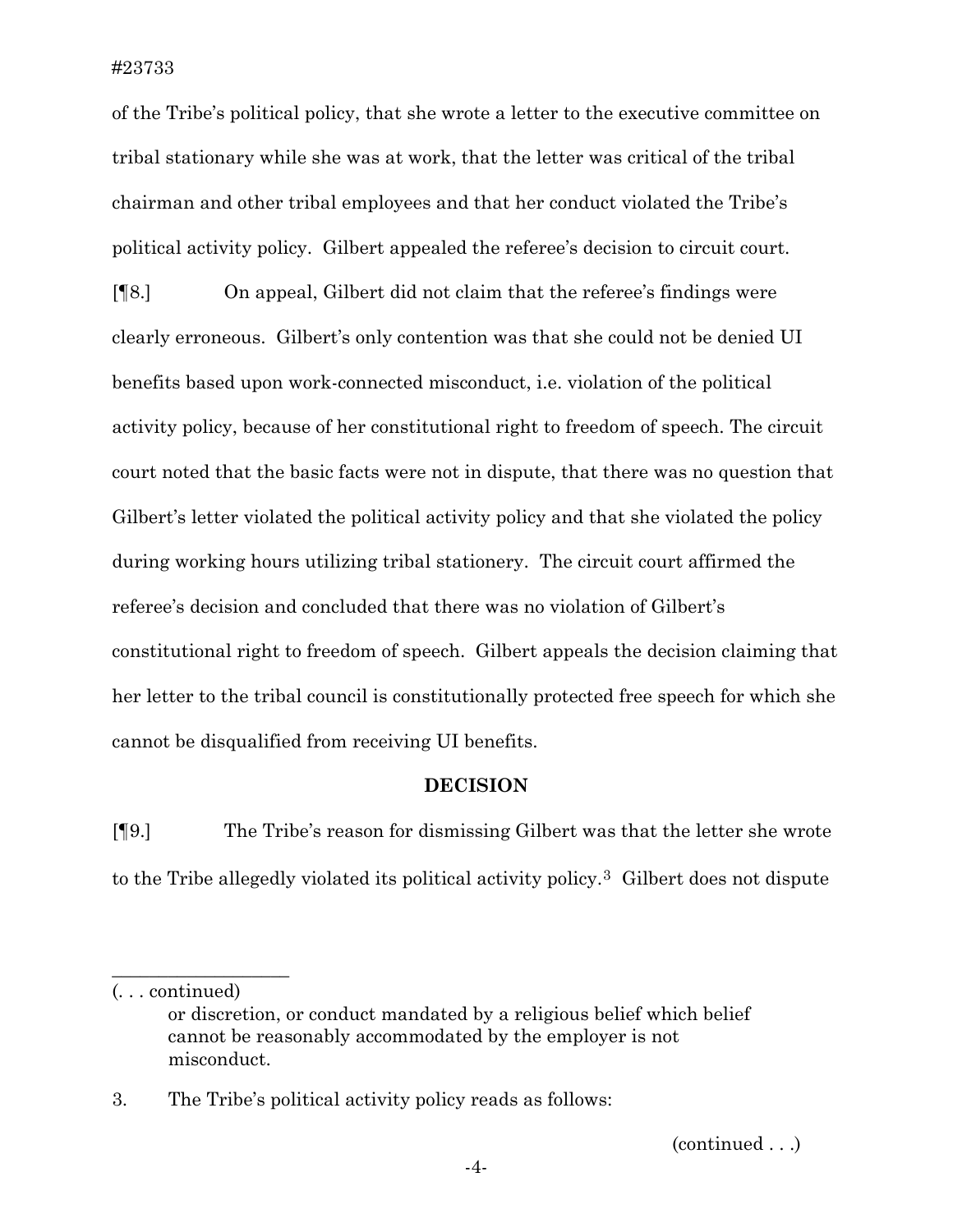of the Tribe's political policy, that she wrote a letter to the executive committee on tribal stationary while she was at work, that the letter was critical of the tribal chairman and other tribal employees and that her conduct violated the Tribe's political activity policy. Gilbert appealed the referee's decision to circuit court.

[¶8.] On appeal, Gilbert did not claim that the referee's findings were clearly erroneous. Gilbert's only contention was that she could not be denied UI benefits based upon work-connected misconduct, i.e. violation of the political activity policy, because of her constitutional right to freedom of speech. The circuit court noted that the basic facts were not in dispute, that there was no question that Gilbert's letter violated the political activity policy and that she violated the policy during working hours utilizing tribal stationery. The circuit court affirmed the referee's decision and concluded that there was no violation of Gilbert's constitutional right to freedom of speech. Gilbert appeals the decision claiming that her letter to the tribal council is constitutionally protected free speech for which she cannot be disqualified from receiving UI benefits.

## DECISION

[¶9.] The Tribe's reason for dismissing Gilbert was that the letter she wrote to the Tribe allegedly violated its political activity policy.[3] Gilbert does not dispute

---

(. . . continued)

> or discretion, or conduct mandated by a religious belief which belief cannot be reasonably accommodated by the employer is not misconduct.

3. The Tribe's political activity policy reads as follows:

(continued . . .)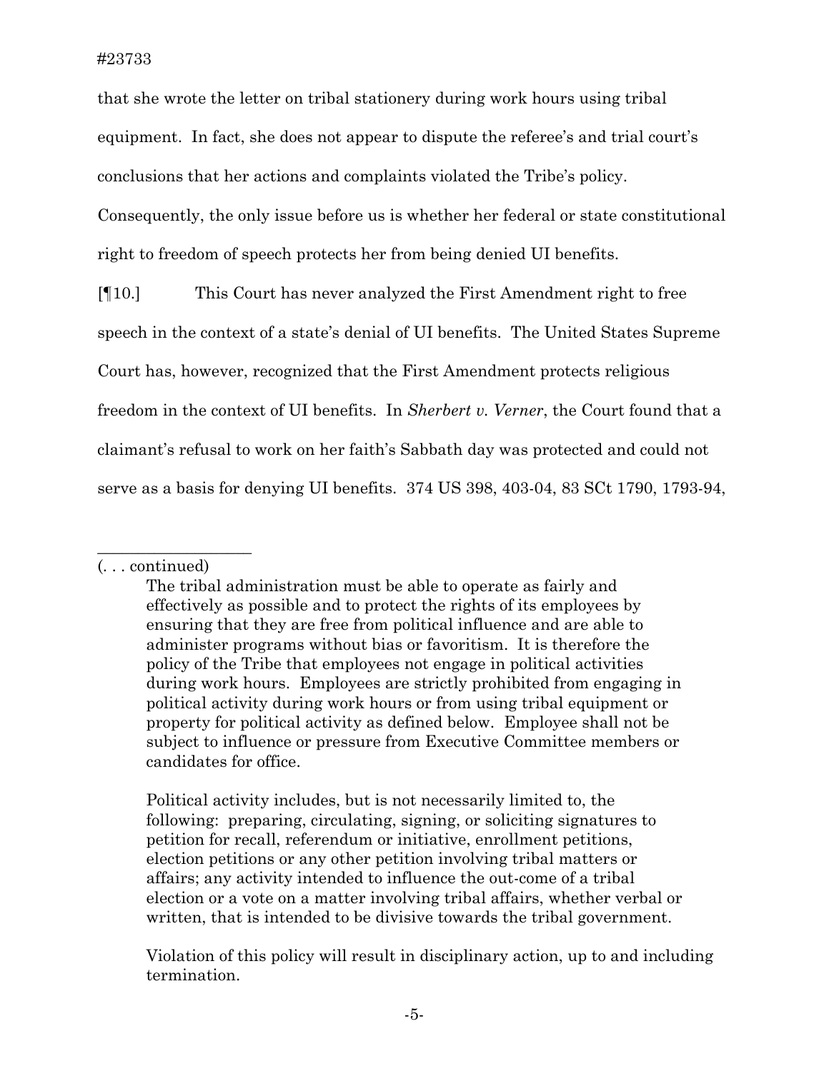that she wrote the letter on tribal stationery during work hours using tribal equipment. In fact, she does not appear to dispute the referee's and trial court's conclusions that her actions and complaints violated the Tribe's policy. Consequently, the only issue before us is whether her federal or state constitutional right to freedom of speech protects her from being denied UI benefits.

[¶10.] This Court has never analyzed the First Amendment right to free speech in the context of a state's denial of UI benefits. The United States Supreme Court has, however, recognized that the First Amendment protects religious freedom in the context of UI benefits. In *Sherbert v. Verner*, the Court found that a claimant's refusal to work on her faith's Sabbath day was protected and could not serve as a basis for denying UI benefits. 374 US 398, 403-04, 83 SCt 1790, 1793-94,

---

(. . . continued)

> The tribal administration must be able to operate as fairly and effectively as possible and to protect the rights of its employees by ensuring that they are free from political influence and are able to administer programs without bias or favoritism. It is therefore the policy of the Tribe that employees not engage in political activities during work hours. Employees are strictly prohibited from engaging in political activity during work hours or from using tribal equipment or property for political activity as defined below. Employee shall not be subject to influence or pressure from Executive Committee members or candidates for office.
>
> Political activity includes, but is not necessarily limited to, the following: preparing, circulating, signing, or soliciting signatures to petition for recall, referendum or initiative, enrollment petitions, election petitions or any other petition involving tribal matters or affairs; any activity intended to influence the out-come of a tribal election or a vote on a matter involving tribal affairs, whether verbal or written, that is intended to be divisive towards the tribal government.
>
> Violation of this policy will result in disciplinary action, up to and including termination.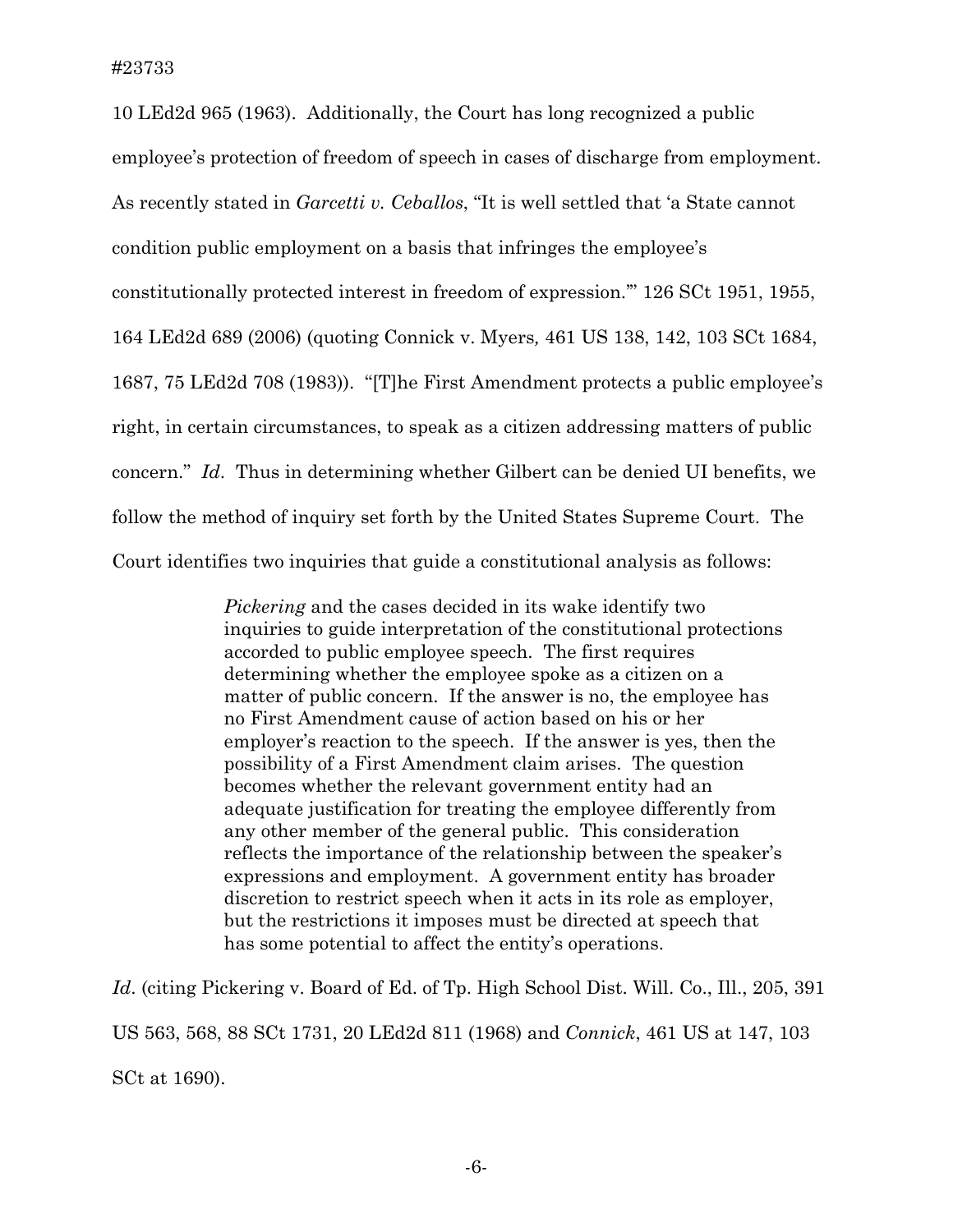10 LEd2d 965 (1963). Additionally, the Court has long recognized a public employee's protection of freedom of speech in cases of discharge from employment. As recently stated in *Garcetti v. Ceballos*, "It is well settled that 'a State cannot condition public employment on a basis that infringes the employee's constitutionally protected interest in freedom of expression.'" 126 SCt 1951, 1955, 164 LEd2d 689 (2006) (quoting Connick v. Myers*,* 461 US 138, 142, 103 SCt 1684, 1687, 75 LEd2d 708 (1983)). "[T]he First Amendment protects a public employee's right, in certain circumstances, to speak as a citizen addressing matters of public concern." *Id*. Thus in determining whether Gilbert can be denied UI benefits, we follow the method of inquiry set forth by the United States Supreme Court. The Court identifies two inquiries that guide a constitutional analysis as follows:

> *Pickering* and the cases decided in its wake identify two inquiries to guide interpretation of the constitutional protections accorded to public employee speech. The first requires determining whether the employee spoke as a citizen on a matter of public concern. If the answer is no, the employee has no First Amendment cause of action based on his or her employer's reaction to the speech. If the answer is yes, then the possibility of a First Amendment claim arises. The question becomes whether the relevant government entity had an adequate justification for treating the employee differently from any other member of the general public. This consideration reflects the importance of the relationship between the speaker's expressions and employment. A government entity has broader discretion to restrict speech when it acts in its role as employer, but the restrictions it imposes must be directed at speech that has some potential to affect the entity's operations.

*Id*. (citing Pickering v. Board of Ed. of Tp. High School Dist. Will. Co., Ill., 205, 391 US 563, 568, 88 SCt 1731, 20 LEd2d 811 (1968) and *Connick*, 461 US at 147, 103 SCt at 1690).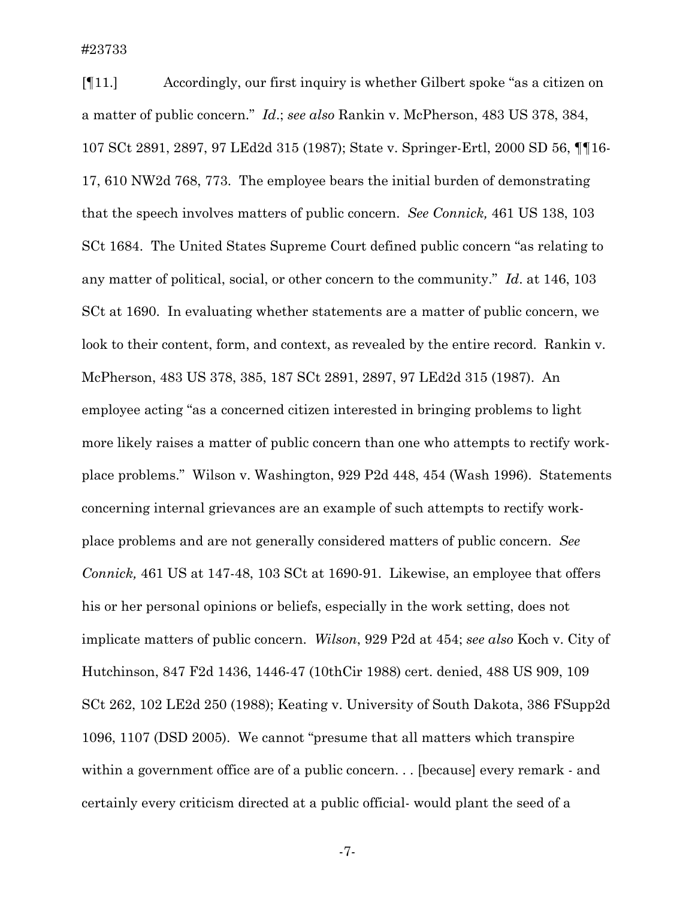[¶11.] Accordingly, our first inquiry is whether Gilbert spoke "as a citizen on a matter of public concern." *Id*.; *see also* Rankin v. McPherson, 483 US 378, 384, 107 SCt 2891, 2897, 97 LEd2d 315 (1987); State v. Springer-Ertl, 2000 SD 56, ¶¶16-17, 610 NW2d 768, 773. The employee bears the initial burden of demonstrating that the speech involves matters of public concern. *See Connick,* 461 US 138, 103 SCt 1684. The United States Supreme Court defined public concern "as relating to any matter of political, social, or other concern to the community." *Id*. at 146, 103 SCt at 1690. In evaluating whether statements are a matter of public concern, we look to their content, form, and context, as revealed by the entire record. Rankin v. McPherson, 483 US 378, 385, 187 SCt 2891, 2897, 97 LEd2d 315 (1987). An employee acting "as a concerned citizen interested in bringing problems to light more likely raises a matter of public concern than one who attempts to rectify work-place problems." Wilson v. Washington, 929 P2d 448, 454 (Wash 1996). Statements concerning internal grievances are an example of such attempts to rectify work-place problems and are not generally considered matters of public concern. *See Connick,* 461 US at 147-48, 103 SCt at 1690-91. Likewise, an employee that offers his or her personal opinions or beliefs, especially in the work setting, does not implicate matters of public concern. *Wilson*, 929 P2d at 454; *see also* Koch v. City of Hutchinson, 847 F2d 1436, 1446-47 (10thCir 1988) cert. denied, 488 US 909, 109 SCt 262, 102 LE2d 250 (1988); Keating v. University of South Dakota, 386 FSupp2d 1096, 1107 (DSD 2005). We cannot "presume that all matters which transpire within a government office are of a public concern. . . [because] every remark - and certainly every criticism directed at a public official- would plant the seed of a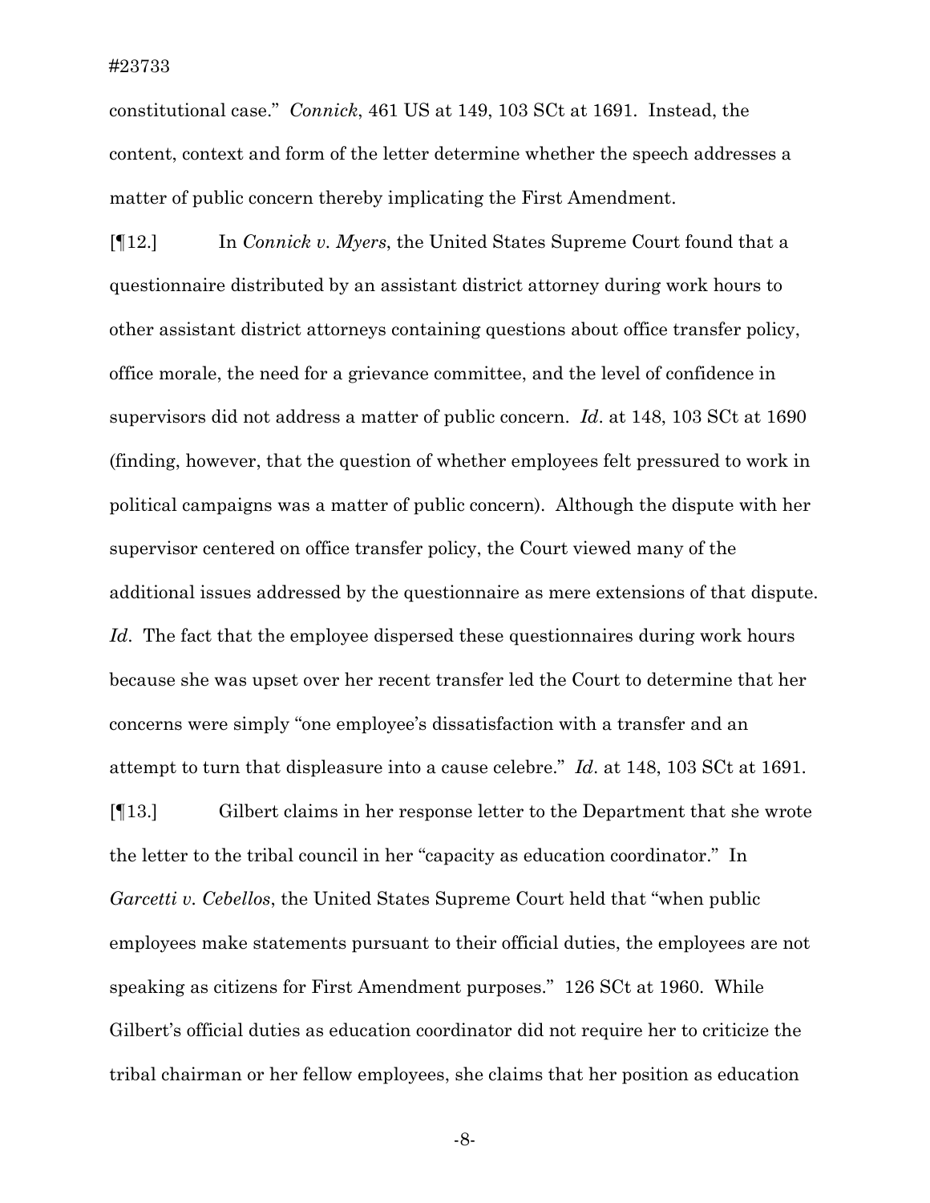constitutional case." *Connick*, 461 US at 149, 103 SCt at 1691. Instead, the content, context and form of the letter determine whether the speech addresses a matter of public concern thereby implicating the First Amendment.

[¶12.] In *Connick v. Myers*, the United States Supreme Court found that a questionnaire distributed by an assistant district attorney during work hours to other assistant district attorneys containing questions about office transfer policy, office morale, the need for a grievance committee, and the level of confidence in supervisors did not address a matter of public concern. *Id*. at 148, 103 SCt at 1690 (finding, however, that the question of whether employees felt pressured to work in political campaigns was a matter of public concern). Although the dispute with her supervisor centered on office transfer policy, the Court viewed many of the additional issues addressed by the questionnaire as mere extensions of that dispute. *Id*. The fact that the employee dispersed these questionnaires during work hours because she was upset over her recent transfer led the Court to determine that her concerns were simply "one employee's dissatisfaction with a transfer and an attempt to turn that displeasure into a cause celebre." *Id*. at 148, 103 SCt at 1691.

[¶13.] Gilbert claims in her response letter to the Department that she wrote the letter to the tribal council in her "capacity as education coordinator." In *Garcetti v. Cebellos*, the United States Supreme Court held that "when public employees make statements pursuant to their official duties, the employees are not speaking as citizens for First Amendment purposes." 126 SCt at 1960. While Gilbert's official duties as education coordinator did not require her to criticize the tribal chairman or her fellow employees, she claims that her position as education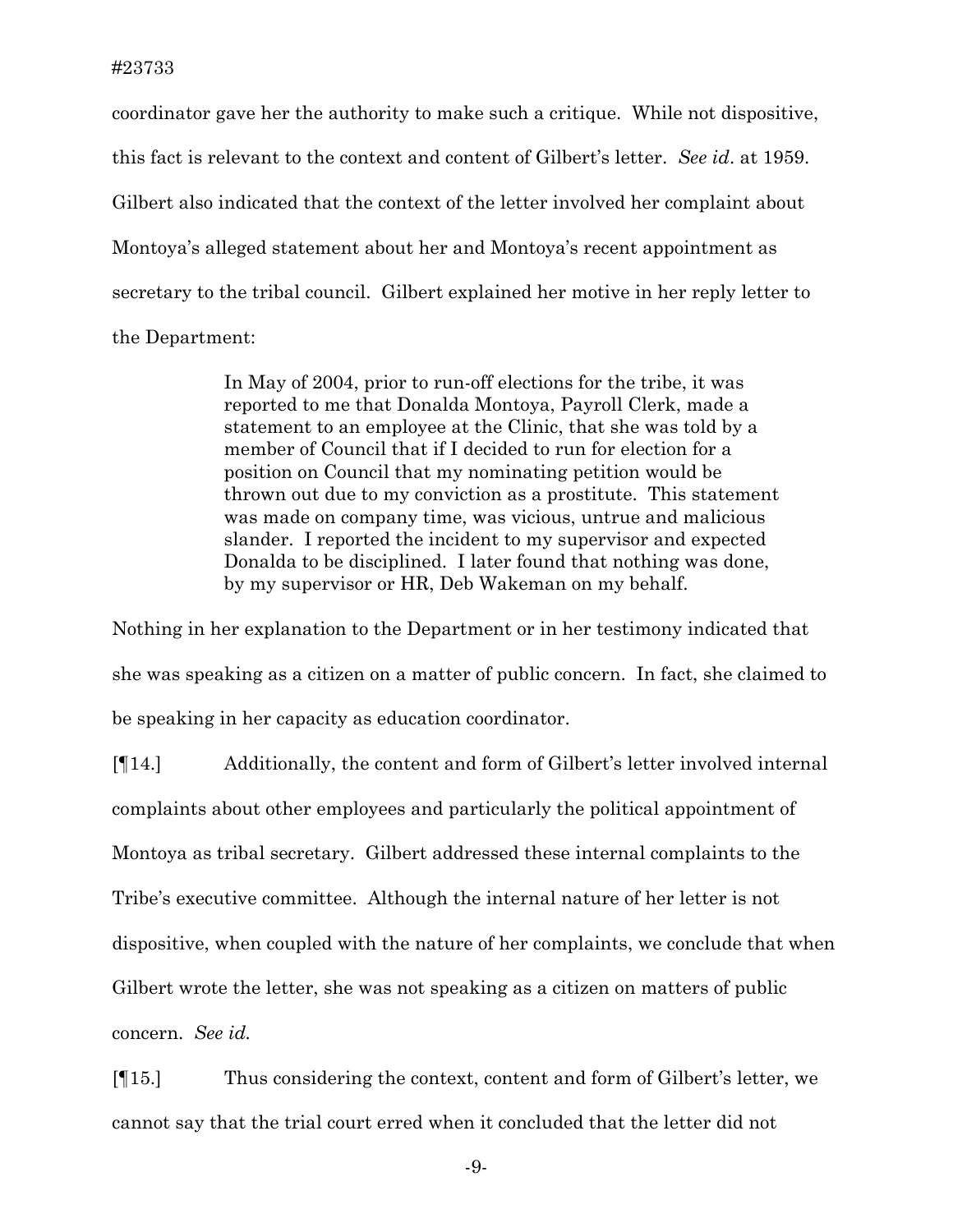coordinator gave her the authority to make such a critique. While not dispositive, this fact is relevant to the context and content of Gilbert's letter. *See id*. at 1959. Gilbert also indicated that the context of the letter involved her complaint about Montoya's alleged statement about her and Montoya's recent appointment as secretary to the tribal council. Gilbert explained her motive in her reply letter to the Department:

> In May of 2004, prior to run-off elections for the tribe, it was reported to me that Donalda Montoya, Payroll Clerk, made a statement to an employee at the Clinic, that she was told by a member of Council that if I decided to run for election for a position on Council that my nominating petition would be thrown out due to my conviction as a prostitute. This statement was made on company time, was vicious, untrue and malicious slander. I reported the incident to my supervisor and expected Donalda to be disciplined. I later found that nothing was done, by my supervisor or HR, Deb Wakeman on my behalf.

Nothing in her explanation to the Department or in her testimony indicated that she was speaking as a citizen on a matter of public concern. In fact, she claimed to be speaking in her capacity as education coordinator.

[¶14.] Additionally, the content and form of Gilbert's letter involved internal complaints about other employees and particularly the political appointment of Montoya as tribal secretary. Gilbert addressed these internal complaints to the Tribe's executive committee. Although the internal nature of her letter is not dispositive, when coupled with the nature of her complaints, we conclude that when Gilbert wrote the letter, she was not speaking as a citizen on matters of public concern. *See id.*

[¶15.] Thus considering the context, content and form of Gilbert's letter, we cannot say that the trial court erred when it concluded that the letter did not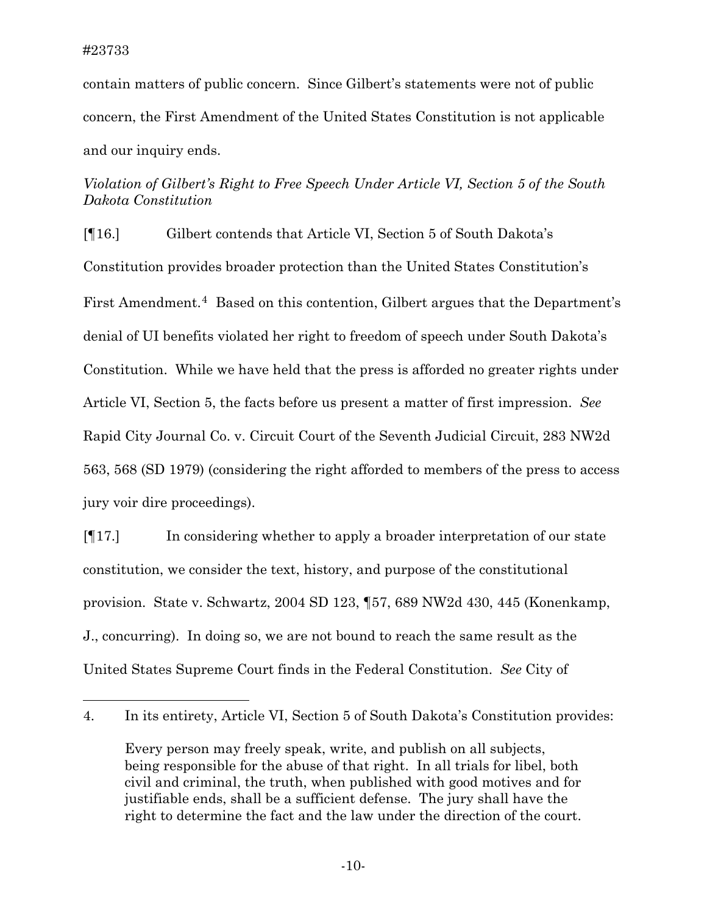contain matters of public concern. Since Gilbert's statements were not of public concern, the First Amendment of the United States Constitution is not applicable and our inquiry ends.

*Violation of Gilbert's Right to Free Speech Under Article VI, Section 5 of the South Dakota Constitution*

[¶16.] Gilbert contends that Article VI, Section 5 of South Dakota's Constitution provides broader protection than the United States Constitution's First Amendment.[4] Based on this contention, Gilbert argues that the Department's denial of UI benefits violated her right to freedom of speech under South Dakota's Constitution. While we have held that the press is afforded no greater rights under Article VI, Section 5, the facts before us present a matter of first impression. *See* Rapid City Journal Co. v. Circuit Court of the Seventh Judicial Circuit, 283 NW2d 563, 568 (SD 1979) (considering the right afforded to members of the press to access jury voir dire proceedings).

[¶17.] In considering whether to apply a broader interpretation of our state constitution, we consider the text, history, and purpose of the constitutional provision. State v. Schwartz, 2004 SD 123, ¶57, 689 NW2d 430, 445 (Konenkamp, J., concurring). In doing so, we are not bound to reach the same result as the United States Supreme Court finds in the Federal Constitution. *See* City of

---

4. In its entirety, Article VI, Section 5 of South Dakota's Constitution provides:

> Every person may freely speak, write, and publish on all subjects, being responsible for the abuse of that right. In all trials for libel, both civil and criminal, the truth, when published with good motives and for justifiable ends, shall be a sufficient defense. The jury shall have the right to determine the fact and the law under the direction of the court.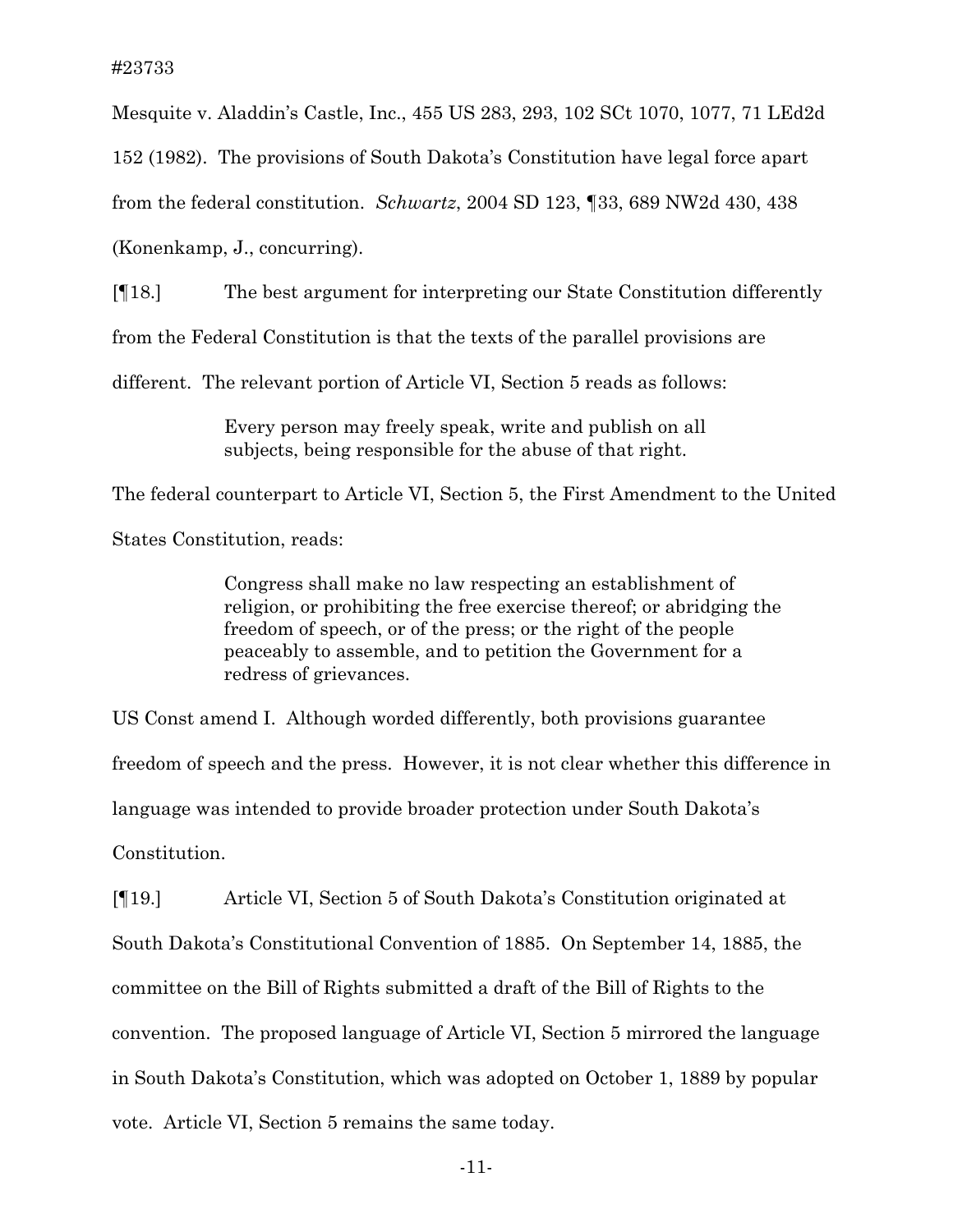Mesquite v. Aladdin's Castle, Inc., 455 US 283, 293, 102 SCt 1070, 1077, 71 LEd2d 152 (1982). The provisions of South Dakota's Constitution have legal force apart from the federal constitution. *Schwartz*, 2004 SD 123, ¶33, 689 NW2d 430, 438 (Konenkamp, J., concurring).

[¶18.] The best argument for interpreting our State Constitution differently from the Federal Constitution is that the texts of the parallel provisions are different. The relevant portion of Article VI, Section 5 reads as follows:

> Every person may freely speak, write and publish on all subjects, being responsible for the abuse of that right.

The federal counterpart to Article VI, Section 5, the First Amendment to the United States Constitution, reads:

> Congress shall make no law respecting an establishment of religion, or prohibiting the free exercise thereof; or abridging the freedom of speech, or of the press; or the right of the people peaceably to assemble, and to petition the Government for a redress of grievances.

US Const amend I. Although worded differently, both provisions guarantee freedom of speech and the press. However, it is not clear whether this difference in language was intended to provide broader protection under South Dakota's Constitution.

[¶19.] Article VI, Section 5 of South Dakota's Constitution originated at South Dakota's Constitutional Convention of 1885. On September 14, 1885, the committee on the Bill of Rights submitted a draft of the Bill of Rights to the convention. The proposed language of Article VI, Section 5 mirrored the language in South Dakota's Constitution, which was adopted on October 1, 1889 by popular vote. Article VI, Section 5 remains the same today.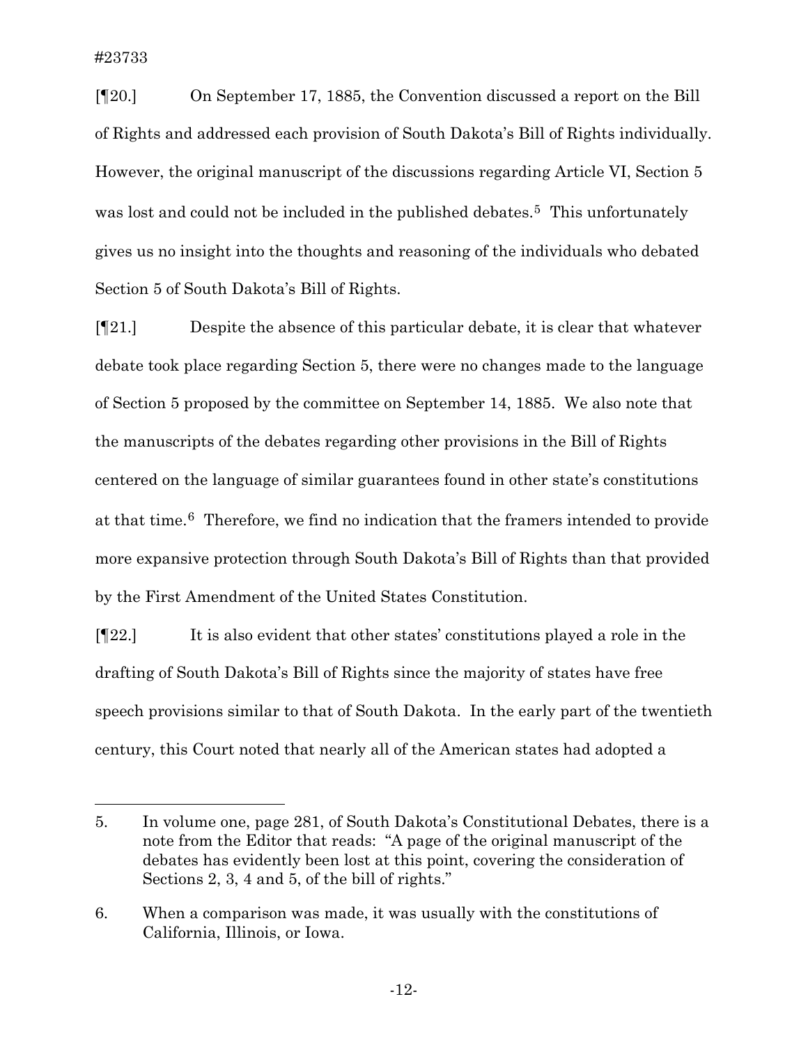[¶20.] On September 17, 1885, the Convention discussed a report on the Bill of Rights and addressed each provision of South Dakota's Bill of Rights individually. However, the original manuscript of the discussions regarding Article VI, Section 5 was lost and could not be included in the published debates.[5] This unfortunately gives us no insight into the thoughts and reasoning of the individuals who debated Section 5 of South Dakota's Bill of Rights.

[¶21.] Despite the absence of this particular debate, it is clear that whatever debate took place regarding Section 5, there were no changes made to the language of Section 5 proposed by the committee on September 14, 1885. We also note that the manuscripts of the debates regarding other provisions in the Bill of Rights centered on the language of similar guarantees found in other state's constitutions at that time.[6] Therefore, we find no indication that the framers intended to provide more expansive protection through South Dakota's Bill of Rights than that provided by the First Amendment of the United States Constitution.

[¶22.] It is also evident that other states' constitutions played a role in the drafting of South Dakota's Bill of Rights since the majority of states have free speech provisions similar to that of South Dakota. In the early part of the twentieth century, this Court noted that nearly all of the American states had adopted a

---

5. In volume one, page 281, of South Dakota's Constitutional Debates, there is a note from the Editor that reads: "A page of the original manuscript of the debates has evidently been lost at this point, covering the consideration of Sections 2, 3, 4 and 5, of the bill of rights."

6. When a comparison was made, it was usually with the constitutions of California, Illinois, or Iowa.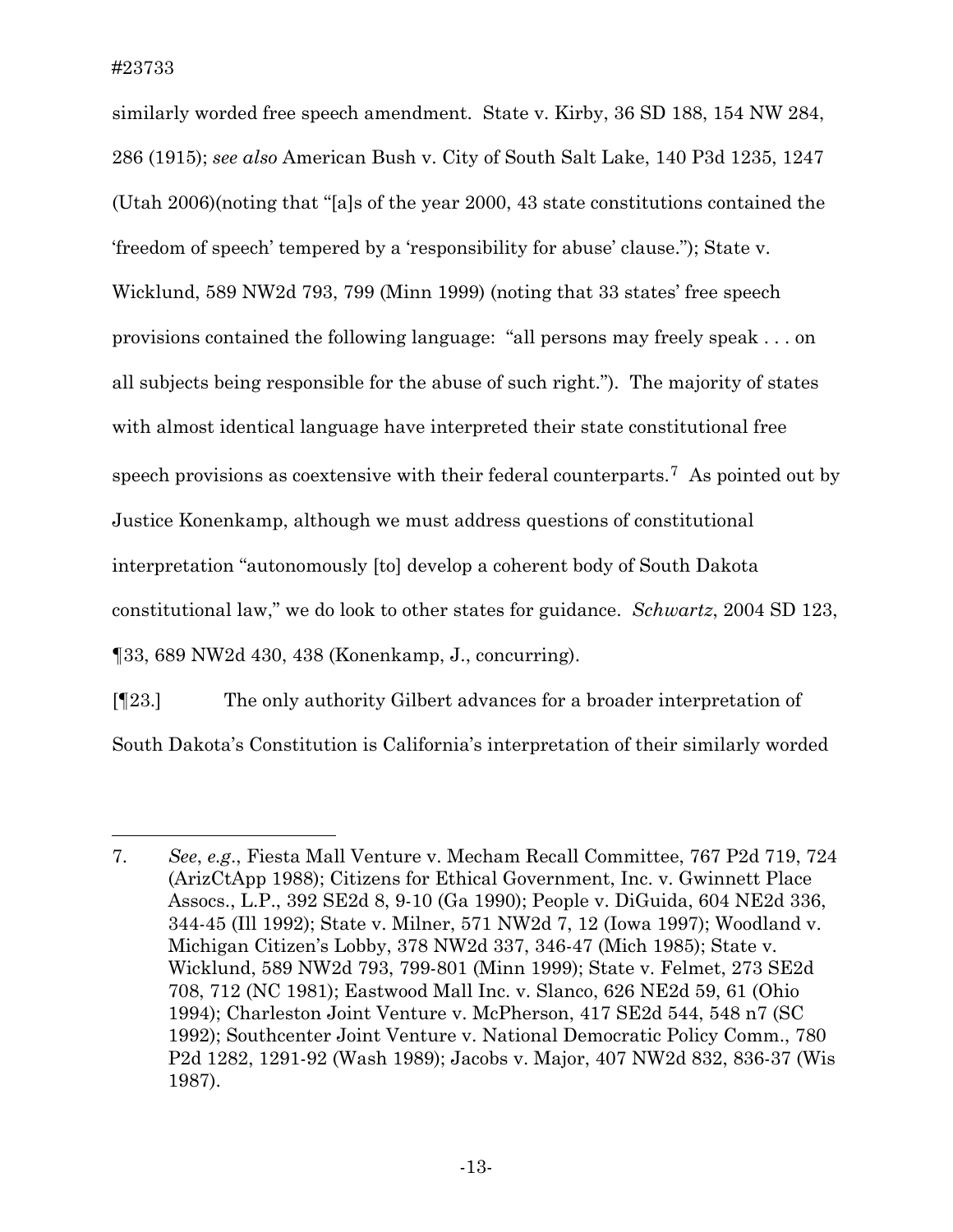similarly worded free speech amendment. State v. Kirby, 36 SD 188, 154 NW 284, 286 (1915); *see also* American Bush v. City of South Salt Lake, 140 P3d 1235, 1247 (Utah 2006)(noting that "[a]s of the year 2000, 43 state constitutions contained the 'freedom of speech' tempered by a 'responsibility for abuse' clause."); State v. Wicklund, 589 NW2d 793, 799 (Minn 1999) (noting that 33 states' free speech provisions contained the following language: "all persons may freely speak . . . on all subjects being responsible for the abuse of such right."). The majority of states with almost identical language have interpreted their state constitutional free speech provisions as coextensive with their federal counterparts.[7] As pointed out by Justice Konenkamp, although we must address questions of constitutional interpretation "autonomously [to] develop a coherent body of South Dakota constitutional law," we do look to other states for guidance. *Schwartz*, 2004 SD 123, ¶33, 689 NW2d 430, 438 (Konenkamp, J., concurring).

[¶23.] The only authority Gilbert advances for a broader interpretation of South Dakota's Constitution is California's interpretation of their similarly worded

---

7. *See*, *e.g.*, Fiesta Mall Venture v. Mecham Recall Committee, 767 P2d 719, 724 (ArizCtApp 1988); Citizens for Ethical Government, Inc. v. Gwinnett Place Assocs., L.P., 392 SE2d 8, 9-10 (Ga 1990); People v. DiGuida, 604 NE2d 336, 344-45 (Ill 1992); State v. Milner, 571 NW2d 7, 12 (Iowa 1997); Woodland v. Michigan Citizen's Lobby, 378 NW2d 337, 346-47 (Mich 1985); State v. Wicklund, 589 NW2d 793, 799-801 (Minn 1999); State v. Felmet, 273 SE2d 708, 712 (NC 1981); Eastwood Mall Inc. v. Slanco, 626 NE2d 59, 61 (Ohio 1994); Charleston Joint Venture v. McPherson, 417 SE2d 544, 548 n7 (SC 1992); Southcenter Joint Venture v. National Democratic Policy Comm., 780 P2d 1282, 1291-92 (Wash 1989); Jacobs v. Major, 407 NW2d 832, 836-37 (Wis 1987).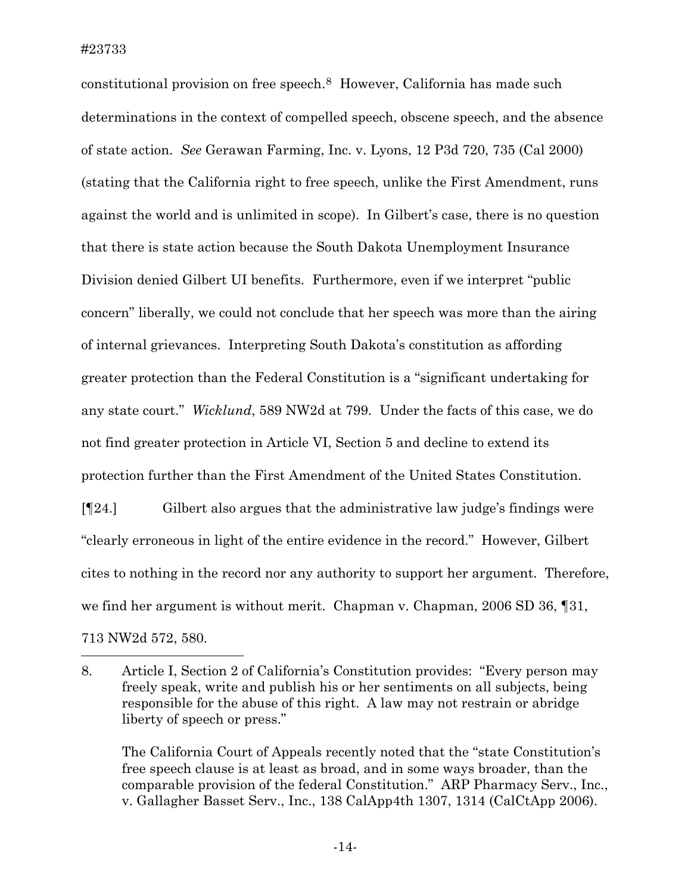constitutional provision on free speech.[8] However, California has made such determinations in the context of compelled speech, obscene speech, and the absence of state action. *See* Gerawan Farming, Inc. v. Lyons, 12 P3d 720, 735 (Cal 2000) (stating that the California right to free speech, unlike the First Amendment, runs against the world and is unlimited in scope). In Gilbert's case, there is no question that there is state action because the South Dakota Unemployment Insurance Division denied Gilbert UI benefits. Furthermore, even if we interpret "public concern" liberally, we could not conclude that her speech was more than the airing of internal grievances. Interpreting South Dakota's constitution as affording greater protection than the Federal Constitution is a "significant undertaking for any state court." *Wicklund*, 589 NW2d at 799. Under the facts of this case, we do not find greater protection in Article VI, Section 5 and decline to extend its protection further than the First Amendment of the United States Constitution.

[¶24.] Gilbert also argues that the administrative law judge's findings were "clearly erroneous in light of the entire evidence in the record." However, Gilbert cites to nothing in the record nor any authority to support her argument. Therefore, we find her argument is without merit. Chapman v. Chapman, 2006 SD 36, ¶31, 713 NW2d 572, 580.

---

8. Article I, Section 2 of California's Constitution provides: "Every person may freely speak, write and publish his or her sentiments on all subjects, being responsible for the abuse of this right. A law may not restrain or abridge liberty of speech or press."

   The California Court of Appeals recently noted that the "state Constitution's free speech clause is at least as broad, and in some ways broader, than the comparable provision of the federal Constitution." ARP Pharmacy Serv., Inc., v. Gallagher Basset Serv., Inc., 138 CalApp4th 1307, 1314 (CalCtApp 2006).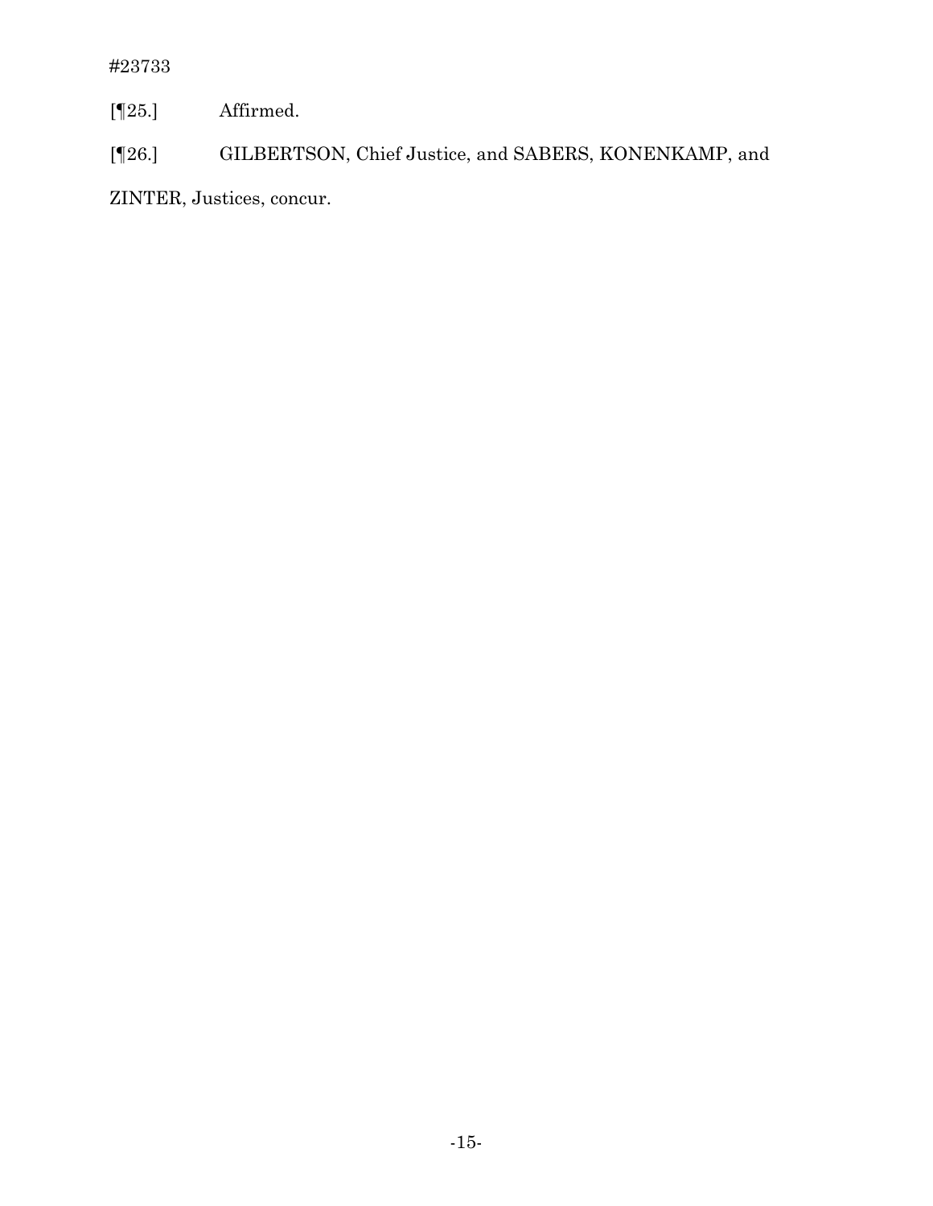[¶25.] Affirmed.

[¶26.] GILBERTSON, Chief Justice, and SABERS, KONENKAMP, and ZINTER, Justices, concur.